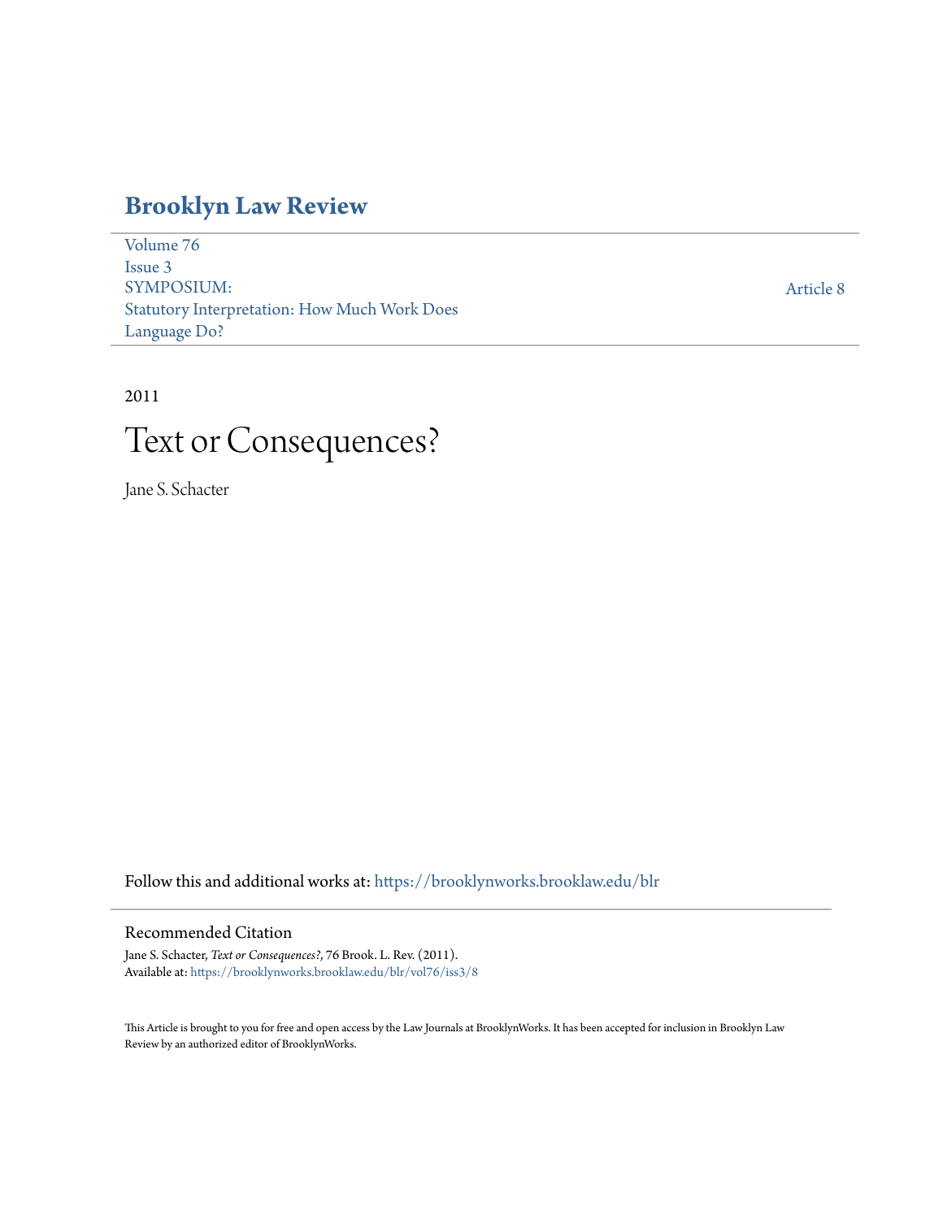# Brooklyn Law Review

Volume 76
Issue 3
SYMPOSIUM:
Statutory Interpretation: How Much Work Does Language Do?

Article 8

2011

# Text or Consequences?

Jane S. Schacter

Follow this and additional works at: https://brooklynworks.brooklaw.edu/blr

## Recommended Citation

Jane S. Schacter, *Text or Consequences?*, 76 Brook. L. Rev. (2011).
Available at: https://brooklynworks.brooklaw.edu/blr/vol76/iss3/8

This Article is brought to you for free and open access by the Law Journals at BrooklynWorks. It has been accepted for inclusion in Brooklyn Law Review by an authorized editor of BrooklynWorks.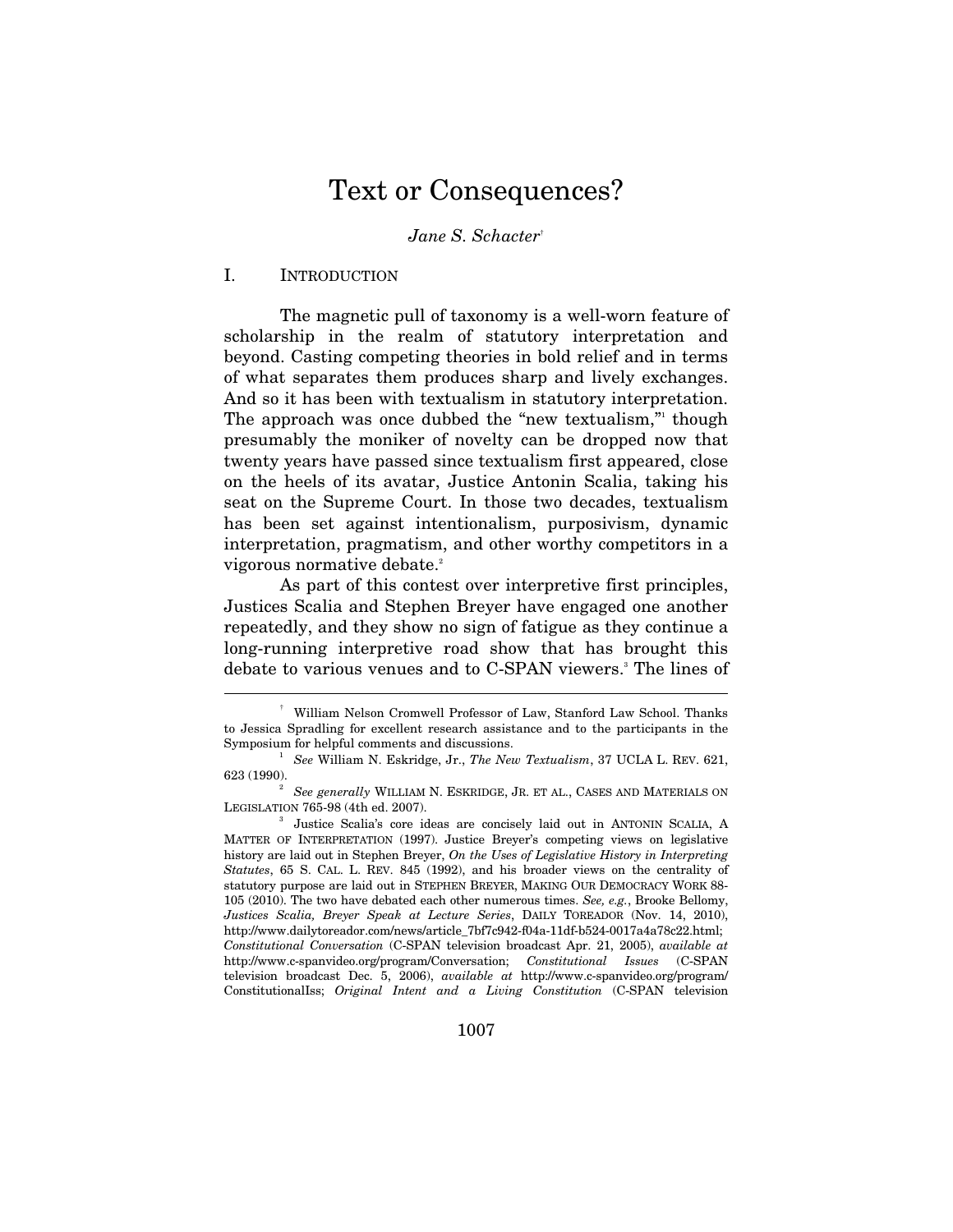# Text or Consequences?

*Jane S. Schacter*[†]

## I. INTRODUCTION

The magnetic pull of taxonomy is a well-worn feature of scholarship in the realm of statutory interpretation and beyond. Casting competing theories in bold relief and in terms of what separates them produces sharp and lively exchanges. And so it has been with textualism in statutory interpretation. The approach was once dubbed the "new textualism,"[1] though presumably the moniker of novelty can be dropped now that twenty years have passed since textualism first appeared, close on the heels of its avatar, Justice Antonin Scalia, taking his seat on the Supreme Court. In those two decades, textualism has been set against intentionalism, purposivism, dynamic interpretation, pragmatism, and other worthy competitors in a vigorous normative debate.[2]

As part of this contest over interpretive first principles, Justices Scalia and Stephen Breyer have engaged one another repeatedly, and they show no sign of fatigue as they continue a long-running interpretive road show that has brought this debate to various venues and to C-SPAN viewers.[3] The lines of

---

[†] William Nelson Cromwell Professor of Law, Stanford Law School. Thanks to Jessica Spradling for excellent research assistance and to the participants in the Symposium for helpful comments and discussions.

[1] *See* William N. Eskridge, Jr., *The New Textualism*, 37 UCLA L. REV. 621, 623 (1990).

[2] *See generally* WILLIAM N. ESKRIDGE, JR. ET AL., CASES AND MATERIALS ON LEGISLATION 765-98 (4th ed. 2007).

[3] Justice Scalia's core ideas are concisely laid out in ANTONIN SCALIA, A MATTER OF INTERPRETATION (1997). Justice Breyer's competing views on legislative history are laid out in Stephen Breyer, *On the Uses of Legislative History in Interpreting Statutes*, 65 S. CAL. L. REV. 845 (1992), and his broader views on the centrality of statutory purpose are laid out in STEPHEN BREYER, MAKING OUR DEMOCRACY WORK 88-105 (2010). The two have debated each other numerous times. *See, e.g.*, Brooke Bellomy, *Justices Scalia, Breyer Speak at Lecture Series*, DAILY TOREADOR (Nov. 14, 2010), http://www.dailytoreador.com/news/article_7bf7c942-f04a-11df-b524-0017a4a78c22.html; *Constitutional Conversation* (C-SPAN television broadcast Apr. 21, 2005), *available at* http://www.c-spanvideo.org/program/Conversation; *Constitutional Issues* (C-SPAN television broadcast Dec. 5, 2006), *available at* http://www.c-spanvideo.org/program/ConstitutionalIss; *Original Intent and a Living Constitution* (C-SPAN television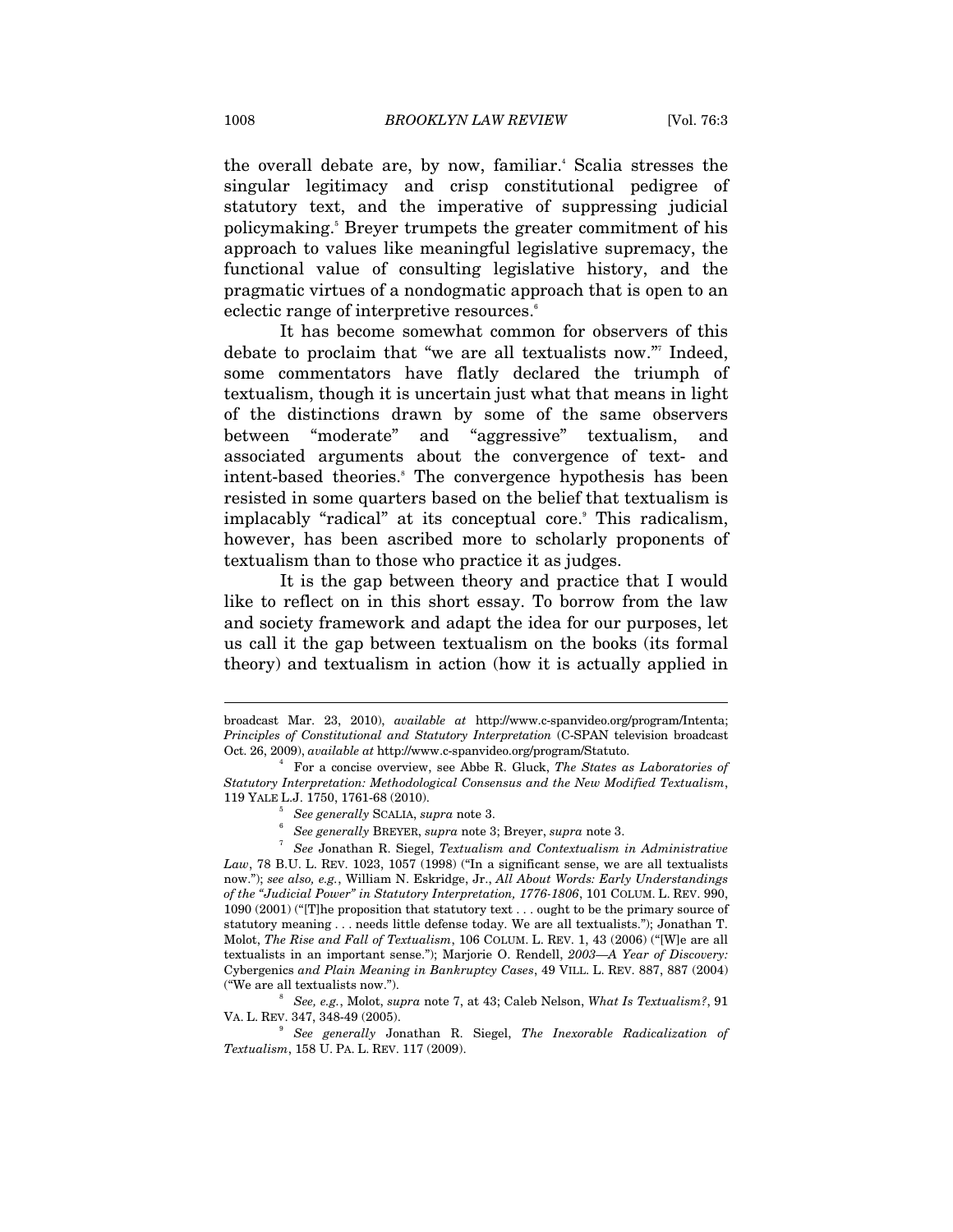the overall debate are, by now, familiar.[4] Scalia stresses the singular legitimacy and crisp constitutional pedigree of statutory text, and the imperative of suppressing judicial policymaking.[5] Breyer trumpets the greater commitment of his approach to values like meaningful legislative supremacy, the functional value of consulting legislative history, and the pragmatic virtues of a nondogmatic approach that is open to an eclectic range of interpretive resources.[6]

It has become somewhat common for observers of this debate to proclaim that "we are all textualists now."[7] Indeed, some commentators have flatly declared the triumph of textualism, though it is uncertain just what that means in light of the distinctions drawn by some of the same observers between "moderate" and "aggressive" textualism, and associated arguments about the convergence of text- and intent-based theories.[8] The convergence hypothesis has been resisted in some quarters based on the belief that textualism is implacably "radical" at its conceptual core.[9] This radicalism, however, has been ascribed more to scholarly proponents of textualism than to those who practice it as judges.

It is the gap between theory and practice that I would like to reflect on in this short essay. To borrow from the law and society framework and adapt the idea for our purposes, let us call it the gap between textualism on the books (its formal theory) and textualism in action (how it is actually applied in

---

broadcast Mar. 23, 2010), *available at* http://www.c-spanvideo.org/program/Intenta; *Principles of Constitutional and Statutory Interpretation* (C-SPAN television broadcast Oct. 26, 2009), *available at* http://www.c-spanvideo.org/program/Statuto.

[4] For a concise overview, see Abbe R. Gluck, *The States as Laboratories of Statutory Interpretation: Methodological Consensus and the New Modified Textualism*, 119 YALE L.J. 1750, 1761-68 (2010).

[5] *See generally* SCALIA, *supra* note 3.

[6] *See generally* BREYER, *supra* note 3; Breyer, *supra* note 3.

[7] *See* Jonathan R. Siegel, *Textualism and Contextualism in Administrative Law*, 78 B.U. L. REV. 1023, 1057 (1998) ("In a significant sense, we are all textualists now."); *see also, e.g.*, William N. Eskridge, Jr., *All About Words: Early Understandings of the "Judicial Power" in Statutory Interpretation, 1776-1806*, 101 COLUM. L. REV. 990, 1090 (2001) ("[T]he proposition that statutory text . . . ought to be the primary source of statutory meaning . . . needs little defense today. We are all textualists."); Jonathan T. Molot, *The Rise and Fall of Textualism*, 106 COLUM. L. REV. 1, 43 (2006) ("[W]e are all textualists in an important sense."); Marjorie O. Rendell, *2003—A Year of Discovery:* Cybergenics *and Plain Meaning in Bankruptcy Cases*, 49 VILL. L. REV. 887, 887 (2004) ("We are all textualists now.").

[8] *See, e.g.*, Molot, *supra* note 7, at 43; Caleb Nelson, *What Is Textualism?*, 91 VA. L. REV. 347, 348-49 (2005).

[9] *See generally* Jonathan R. Siegel, *The Inexorable Radicalization of Textualism*, 158 U. PA. L. REV. 117 (2009).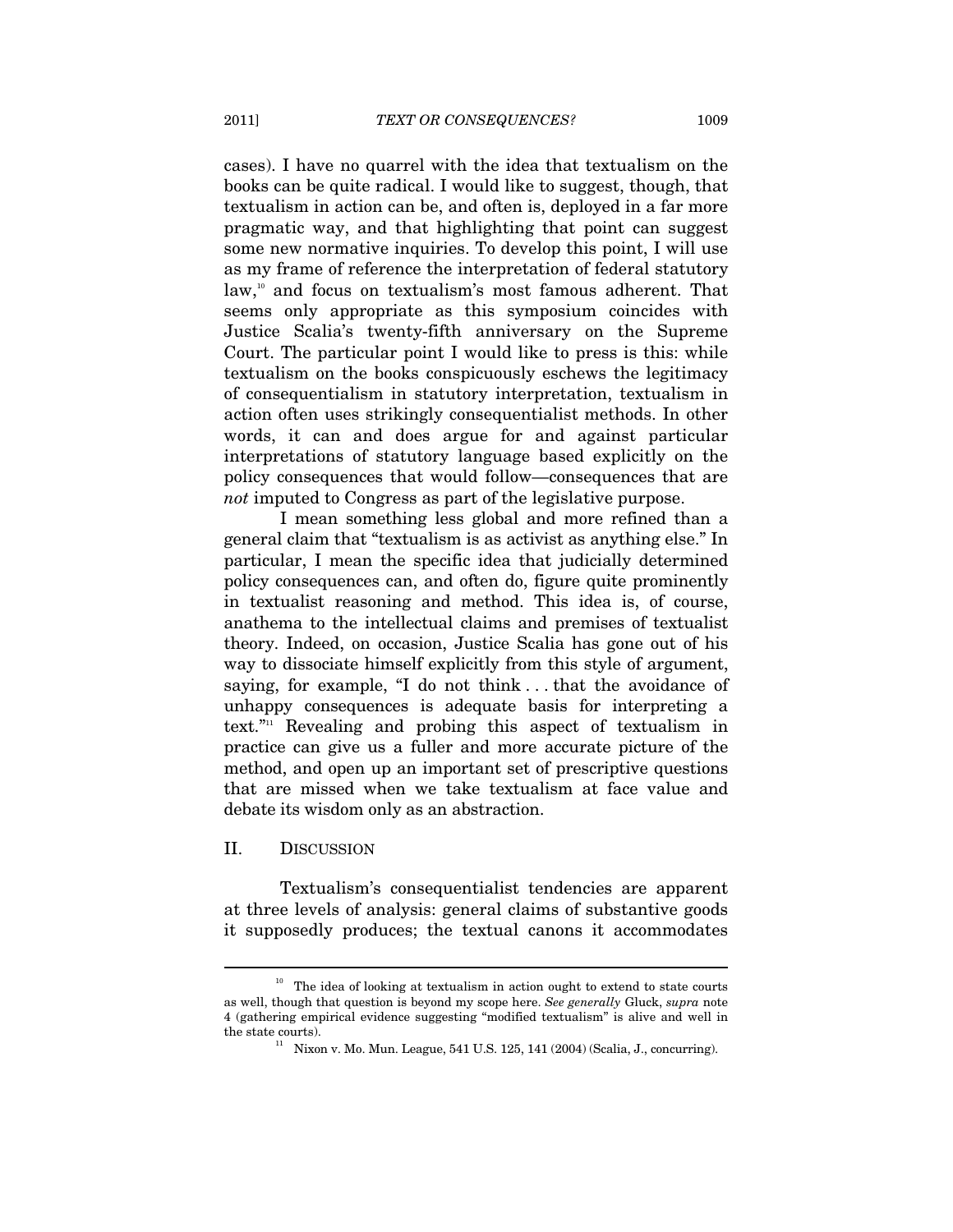cases). I have no quarrel with the idea that textualism on the books can be quite radical. I would like to suggest, though, that textualism in action can be, and often is, deployed in a far more pragmatic way, and that highlighting that point can suggest some new normative inquiries. To develop this point, I will use as my frame of reference the interpretation of federal statutory law,[10] and focus on textualism's most famous adherent. That seems only appropriate as this symposium coincides with Justice Scalia's twenty-fifth anniversary on the Supreme Court. The particular point I would like to press is this: while textualism on the books conspicuously eschews the legitimacy of consequentialism in statutory interpretation, textualism in action often uses strikingly consequentialist methods. In other words, it can and does argue for and against particular interpretations of statutory language based explicitly on the policy consequences that would follow—consequences that are *not* imputed to Congress as part of the legislative purpose.

I mean something less global and more refined than a general claim that "textualism is as activist as anything else." In particular, I mean the specific idea that judicially determined policy consequences can, and often do, figure quite prominently in textualist reasoning and method. This idea is, of course, anathema to the intellectual claims and premises of textualist theory. Indeed, on occasion, Justice Scalia has gone out of his way to dissociate himself explicitly from this style of argument, saying, for example, "I do not think . . . that the avoidance of unhappy consequences is adequate basis for interpreting a text."[11] Revealing and probing this aspect of textualism in practice can give us a fuller and more accurate picture of the method, and open up an important set of prescriptive questions that are missed when we take textualism at face value and debate its wisdom only as an abstraction.

## II. DISCUSSION

Textualism's consequentialist tendencies are apparent at three levels of analysis: general claims of substantive goods it supposedly produces; the textual canons it accommodates

---

[10] The idea of looking at textualism in action ought to extend to state courts as well, though that question is beyond my scope here. *See generally* Gluck, *supra* note 4 (gathering empirical evidence suggesting "modified textualism" is alive and well in the state courts).

[11] Nixon v. Mo. Mun. League, 541 U.S. 125, 141 (2004) (Scalia, J., concurring).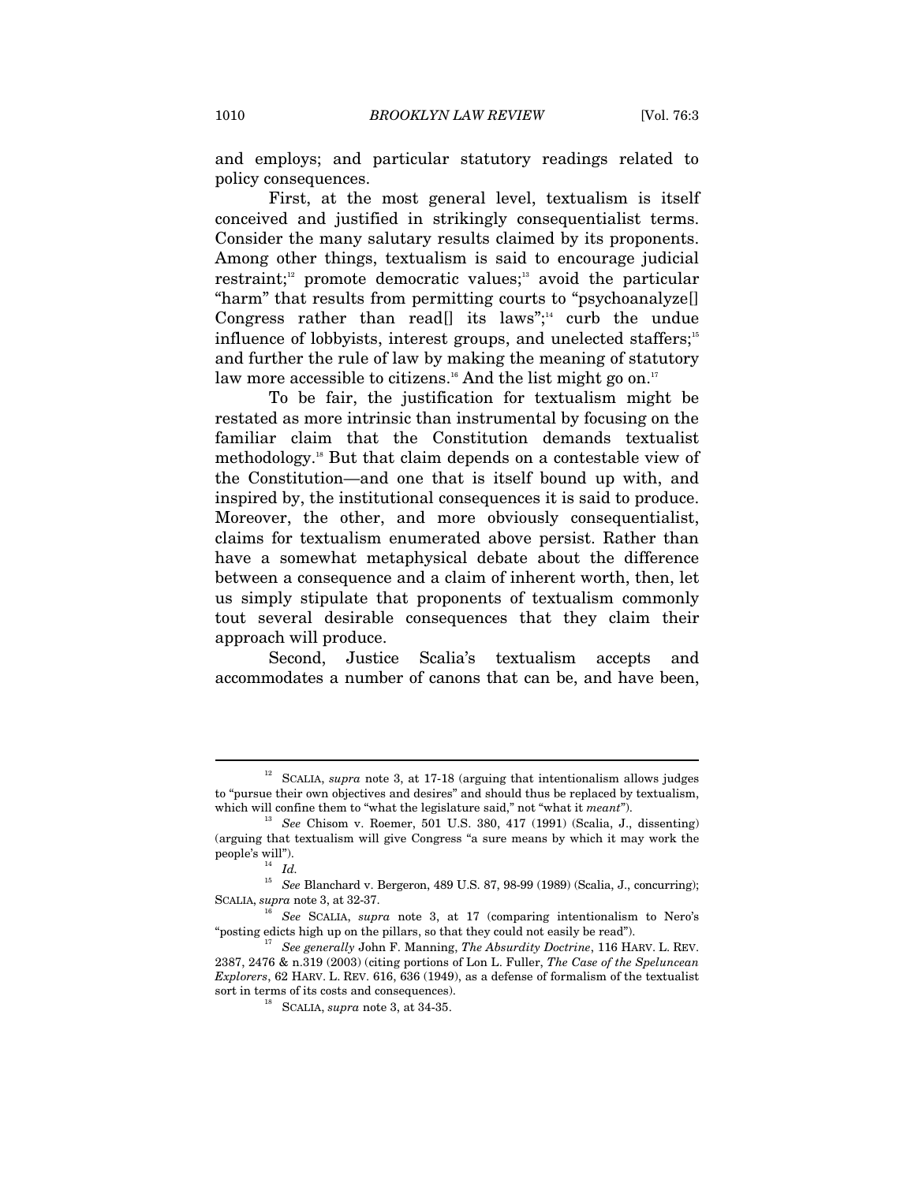and employs; and particular statutory readings related to policy consequences.

First, at the most general level, textualism is itself conceived and justified in strikingly consequentialist terms. Consider the many salutary results claimed by its proponents. Among other things, textualism is said to encourage judicial restraint;[12] promote democratic values;[13] avoid the particular "harm" that results from permitting courts to "psychoanalyze[] Congress rather than read[] its laws";[14] curb the undue influence of lobbyists, interest groups, and unelected staffers;[15] and further the rule of law by making the meaning of statutory law more accessible to citizens.[16] And the list might go on.[17]

To be fair, the justification for textualism might be restated as more intrinsic than instrumental by focusing on the familiar claim that the Constitution demands textualist methodology.[18] But that claim depends on a contestable view of the Constitution—and one that is itself bound up with, and inspired by, the institutional consequences it is said to produce. Moreover, the other, and more obviously consequentialist, claims for textualism enumerated above persist. Rather than have a somewhat metaphysical debate about the difference between a consequence and a claim of inherent worth, then, let us simply stipulate that proponents of textualism commonly tout several desirable consequences that they claim their approach will produce.

Second, Justice Scalia's textualism accepts and accommodates a number of canons that can be, and have been,

---

[12] SCALIA, *supra* note 3, at 17-18 (arguing that intentionalism allows judges to "pursue their own objectives and desires" and should thus be replaced by textualism, which will confine them to "what the legislature said," not "what it *meant*").

[13] *See* Chisom v. Roemer, 501 U.S. 380, 417 (1991) (Scalia, J., dissenting) (arguing that textualism will give Congress "a sure means by which it may work the people's will").

[14] *Id.*

[15] *See* Blanchard v. Bergeron, 489 U.S. 87, 98-99 (1989) (Scalia, J., concurring); SCALIA, *supra* note 3, at 32-37.

[16] *See* SCALIA, *supra* note 3, at 17 (comparing intentionalism to Nero's "posting edicts high up on the pillars, so that they could not easily be read").

[17] *See generally* John F. Manning, *The Absurdity Doctrine*, 116 HARV. L. REV. 2387, 2476 & n.319 (2003) (citing portions of Lon L. Fuller, *The Case of the Speluncean Explorers*, 62 HARV. L. REV. 616, 636 (1949), as a defense of formalism of the textualist sort in terms of its costs and consequences).

[18] SCALIA, *supra* note 3, at 34-35.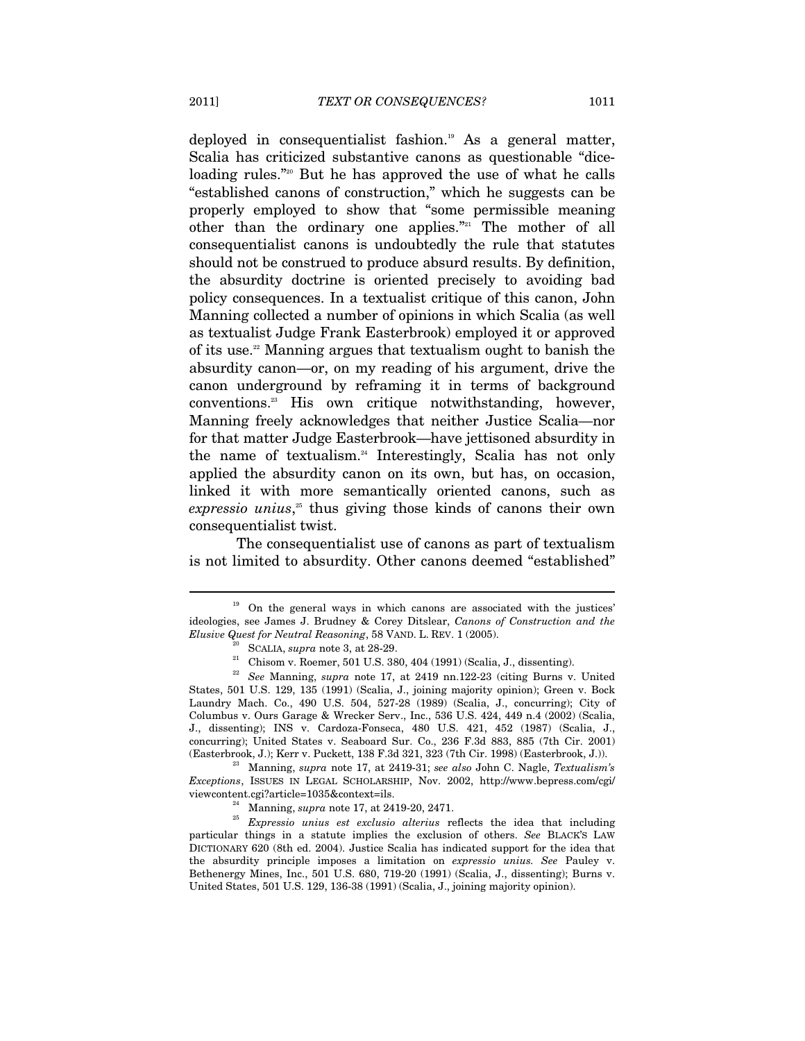deployed in consequentialist fashion.[19] As a general matter, Scalia has criticized substantive canons as questionable "dice-loading rules."[20] But he has approved the use of what he calls "established canons of construction," which he suggests can be properly employed to show that "some permissible meaning other than the ordinary one applies."[21] The mother of all consequentialist canons is undoubtedly the rule that statutes should not be construed to produce absurd results. By definition, the absurdity doctrine is oriented precisely to avoiding bad policy consequences. In a textualist critique of this canon, John Manning collected a number of opinions in which Scalia (as well as textualist Judge Frank Easterbrook) employed it or approved of its use.[22] Manning argues that textualism ought to banish the absurdity canon—or, on my reading of his argument, drive the canon underground by reframing it in terms of background conventions.[23] His own critique notwithstanding, however, Manning freely acknowledges that neither Justice Scalia—nor for that matter Judge Easterbrook—have jettisoned absurdity in the name of textualism.[24] Interestingly, Scalia has not only applied the absurdity canon on its own, but has, on occasion, linked it with more semantically oriented canons, such as *expressio unius*,[25] thus giving those kinds of canons their own consequentialist twist.

The consequentialist use of canons as part of textualism is not limited to absurdity. Other canons deemed "established"

---

[19] On the general ways in which canons are associated with the justices' ideologies, see James J. Brudney & Corey Ditslear, *Canons of Construction and the Elusive Quest for Neutral Reasoning*, 58 VAND. L. REV. 1 (2005).

[20] SCALIA, *supra* note 3, at 28-29.

[21] Chisom v. Roemer, 501 U.S. 380, 404 (1991) (Scalia, J., dissenting).

[22] *See* Manning, *supra* note 17, at 2419 nn.122-23 (citing Burns v. United States, 501 U.S. 129, 135 (1991) (Scalia, J., joining majority opinion); Green v. Bock Laundry Mach. Co., 490 U.S. 504, 527-28 (1989) (Scalia, J., concurring); City of Columbus v. Ours Garage & Wrecker Serv., Inc., 536 U.S. 424, 449 n.4 (2002) (Scalia, J., dissenting); INS v. Cardoza-Fonseca, 480 U.S. 421, 452 (1987) (Scalia, J., concurring); United States v. Seaboard Sur. Co., 236 F.3d 883, 885 (7th Cir. 2001) (Easterbrook, J.); Kerr v. Puckett, 138 F.3d 321, 323 (7th Cir. 1998) (Easterbrook, J.)).

[23] Manning, *supra* note 17, at 2419-31; *see also* John C. Nagle, *Textualism's Exceptions*, ISSUES IN LEGAL SCHOLARSHIP, Nov. 2002, http://www.bepress.com/cgi/viewcontent.cgi?article=1035&context=ils.

[24] Manning, *supra* note 17, at 2419-20, 2471.

[25] *Expressio unius est exclusio alterius* reflects the idea that including particular things in a statute implies the exclusion of others. *See* BLACK'S LAW DICTIONARY 620 (8th ed. 2004). Justice Scalia has indicated support for the idea that the absurdity principle imposes a limitation on *expressio unius*. *See* Pauley v. Bethenergy Mines, Inc., 501 U.S. 680, 719-20 (1991) (Scalia, J., dissenting); Burns v. United States, 501 U.S. 129, 136-38 (1991) (Scalia, J., joining majority opinion).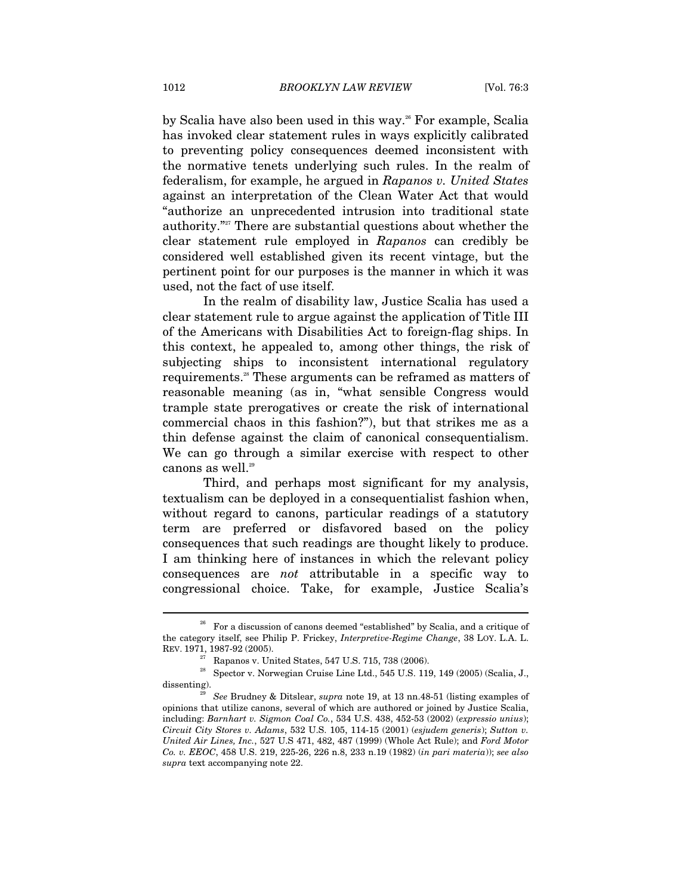by Scalia have also been used in this way.[26] For example, Scalia has invoked clear statement rules in ways explicitly calibrated to preventing policy consequences deemed inconsistent with the normative tenets underlying such rules. In the realm of federalism, for example, he argued in *Rapanos v. United States* against an interpretation of the Clean Water Act that would "authorize an unprecedented intrusion into traditional state authority."[27] There are substantial questions about whether the clear statement rule employed in *Rapanos* can credibly be considered well established given its recent vintage, but the pertinent point for our purposes is the manner in which it was used, not the fact of use itself.

In the realm of disability law, Justice Scalia has used a clear statement rule to argue against the application of Title III of the Americans with Disabilities Act to foreign-flag ships. In this context, he appealed to, among other things, the risk of subjecting ships to inconsistent international regulatory requirements.[28] These arguments can be reframed as matters of reasonable meaning (as in, "what sensible Congress would trample state prerogatives or create the risk of international commercial chaos in this fashion?"), but that strikes me as a thin defense against the claim of canonical consequentialism. We can go through a similar exercise with respect to other canons as well.[29]

Third, and perhaps most significant for my analysis, textualism can be deployed in a consequentialist fashion when, without regard to canons, particular readings of a statutory term are preferred or disfavored based on the policy consequences that such readings are thought likely to produce. I am thinking here of instances in which the relevant policy consequences are *not* attributable in a specific way to congressional choice. Take, for example, Justice Scalia's

---

[26] For a discussion of canons deemed "established" by Scalia, and a critique of the category itself, see Philip P. Frickey, *Interpretive-Regime Change*, 38 LOY. L.A. L. REV. 1971, 1987-92 (2005).

[27] Rapanos v. United States, 547 U.S. 715, 738 (2006).

[28] Spector v. Norwegian Cruise Line Ltd., 545 U.S. 119, 149 (2005) (Scalia, J., dissenting).

[29] *See* Brudney & Ditslear, *supra* note 19, at 13 nn.48-51 (listing examples of opinions that utilize canons, several of which are authored or joined by Justice Scalia, including: *Barnhart v. Sigmon Coal Co.*, 534 U.S. 438, 452-53 (2002) (*expressio unius*); *Circuit City Stores v. Adams*, 532 U.S. 105, 114-15 (2001) (*esjudem generis*); *Sutton v. United Air Lines, Inc.*, 527 U.S 471, 482, 487 (1999) (Whole Act Rule); and *Ford Motor Co. v. EEOC*, 458 U.S. 219, 225-26, 226 n.8, 233 n.19 (1982) (*in pari materia*)); *see also supra* text accompanying note 22.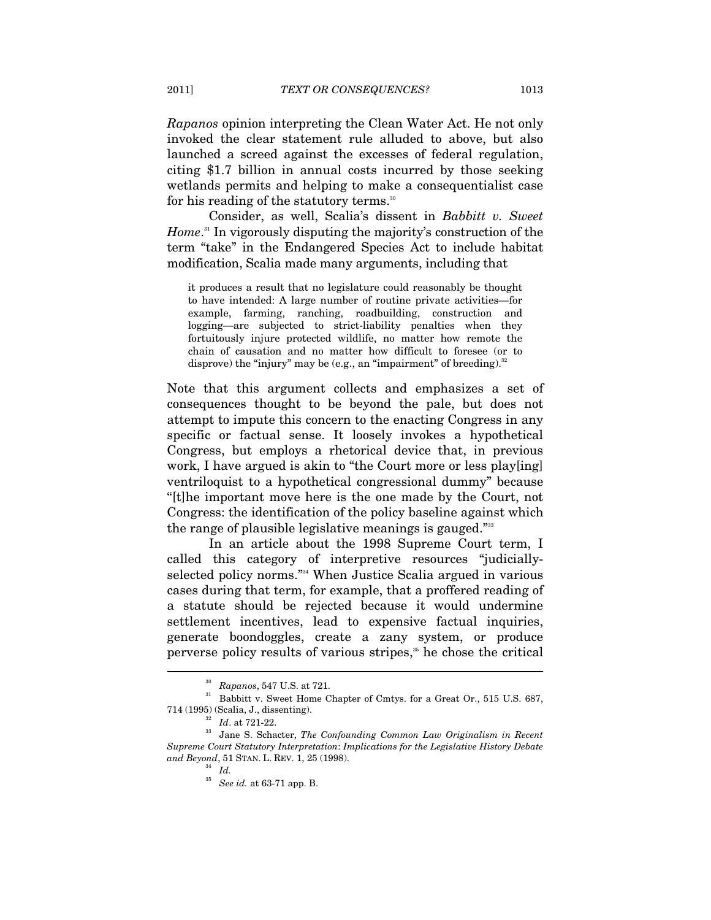*Rapanos* opinion interpreting the Clean Water Act. He not only invoked the clear statement rule alluded to above, but also launched a screed against the excesses of federal regulation, citing $1.7 billion in annual costs incurred by those seeking wetlands permits and helping to make a consequentialist case for his reading of the statutory terms.[30]

Consider, as well, Scalia's dissent in *Babbitt v. Sweet Home*.[31] In vigorously disputing the majority's construction of the term "take" in the Endangered Species Act to include habitat modification, Scalia made many arguments, including that

> it produces a result that no legislature could reasonably be thought to have intended: A large number of routine private activities—for example, farming, ranching, roadbuilding, construction and logging—are subjected to strict-liability penalties when they fortuitously injure protected wildlife, no matter how remote the chain of causation and no matter how difficult to foresee (or to disprove) the "injury" may be (e.g., an "impairment" of breeding).[32]

Note that this argument collects and emphasizes a set of consequences thought to be beyond the pale, but does not attempt to impute this concern to the enacting Congress in any specific or factual sense. It loosely invokes a hypothetical Congress, but employs a rhetorical device that, in previous work, I have argued is akin to "the Court more or less play[ing] ventriloquist to a hypothetical congressional dummy" because "[t]he important move here is the one made by the Court, not Congress: the identification of the policy baseline against which the range of plausible legislative meanings is gauged."[33]

In an article about the 1998 Supreme Court term, I called this category of interpretive resources "judicially-selected policy norms."[34] When Justice Scalia argued in various cases during that term, for example, that a proffered reading of a statute should be rejected because it would undermine settlement incentives, lead to expensive factual inquiries, generate boondoggles, create a zany system, or produce perverse policy results of various stripes,[35] he chose the critical

---

[30] *Rapanos*, 547 U.S. at 721.

[31] Babbitt v. Sweet Home Chapter of Cmtys. for a Great Or., 515 U.S. 687, 714 (1995) (Scalia, J., dissenting).

[32] *Id*. at 721-22.

[33] Jane S. Schacter, *The Confounding Common Law Originalism in Recent Supreme Court Statutory Interpretation*: *Implications for the Legislative History Debate and Beyond*, 51 STAN. L. REV. 1, 25 (1998).

[34] *Id.*

[35] *See id.* at 63-71 app. B.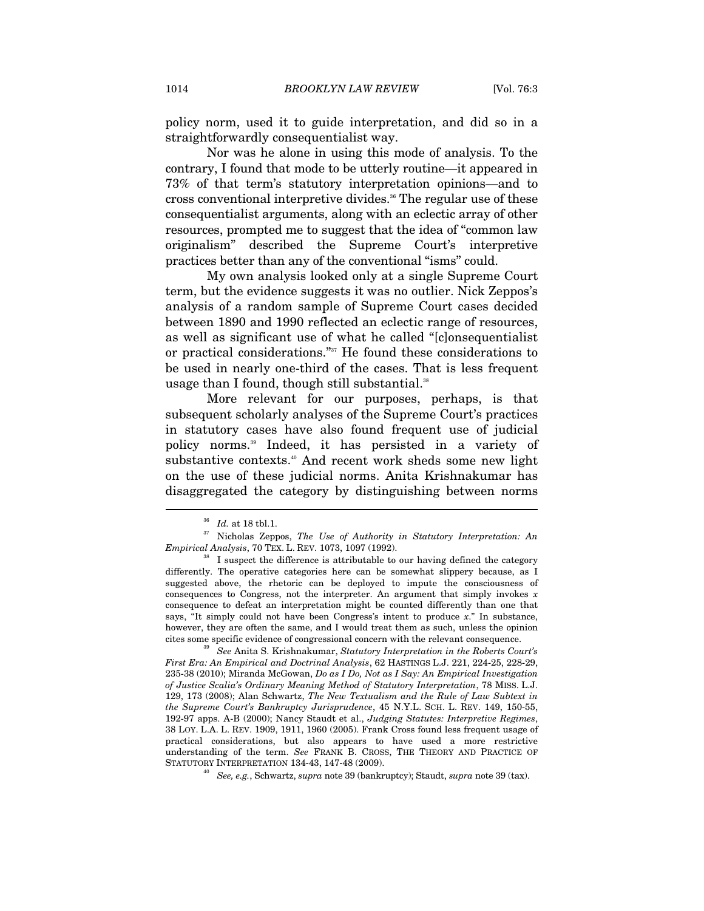policy norm, used it to guide interpretation, and did so in a straightforwardly consequentialist way.

Nor was he alone in using this mode of analysis. To the contrary, I found that mode to be utterly routine—it appeared in 73% of that term's statutory interpretation opinions—and to cross conventional interpretive divides.[36] The regular use of these consequentialist arguments, along with an eclectic array of other resources, prompted me to suggest that the idea of "common law originalism" described the Supreme Court's interpretive practices better than any of the conventional "isms" could.

My own analysis looked only at a single Supreme Court term, but the evidence suggests it was no outlier. Nick Zeppos's analysis of a random sample of Supreme Court cases decided between 1890 and 1990 reflected an eclectic range of resources, as well as significant use of what he called "[c]onsequentialist or practical considerations."[37] He found these considerations to be used in nearly one-third of the cases. That is less frequent usage than I found, though still substantial.[38]

More relevant for our purposes, perhaps, is that subsequent scholarly analyses of the Supreme Court's practices in statutory cases have also found frequent use of judicial policy norms.[39] Indeed, it has persisted in a variety of substantive contexts.[40] And recent work sheds some new light on the use of these judicial norms. Anita Krishnakumar has disaggregated the category by distinguishing between norms

---

[36] *Id.* at 18 tbl.1.

[37] Nicholas Zeppos, *The Use of Authority in Statutory Interpretation: An Empirical Analysis*, 70 TEX. L. REV. 1073, 1097 (1992).

[38] I suspect the difference is attributable to our having defined the category differently. The operative categories here can be somewhat slippery because, as I suggested above, the rhetoric can be deployed to impute the consciousness of consequences to Congress, not the interpreter. An argument that simply invokes *x* consequence to defeat an interpretation might be counted differently than one that says, "It simply could not have been Congress's intent to produce *x*." In substance, however, they are often the same, and I would treat them as such, unless the opinion cites some specific evidence of congressional concern with the relevant consequence.

[39] *See* Anita S. Krishnakumar, *Statutory Interpretation in the Roberts Court's First Era: An Empirical and Doctrinal Analysis*, 62 HASTINGS L.J. 221, 224-25, 228-29, 235-38 (2010); Miranda McGowan, *Do as I Do, Not as I Say: An Empirical Investigation of Justice Scalia's Ordinary Meaning Method of Statutory Interpretation*, 78 MISS. L.J. 129, 173 (2008); Alan Schwartz, *The New Textualism and the Rule of Law Subtext in the Supreme Court's Bankruptcy Jurisprudence*, 45 N.Y.L. SCH. L. REV. 149, 150-55, 192-97 apps. A-B (2000); Nancy Staudt et al., *Judging Statutes: Interpretive Regimes*, 38 LOY. L.A. L. REV. 1909, 1911, 1960 (2005). Frank Cross found less frequent usage of practical considerations, but also appears to have used a more restrictive understanding of the term. *See* FRANK B. CROSS, THE THEORY AND PRACTICE OF STATUTORY INTERPRETATION 134-43, 147-48 (2009).

[40] *See, e.g.*, Schwartz, *supra* note 39 (bankruptcy); Staudt, *supra* note 39 (tax).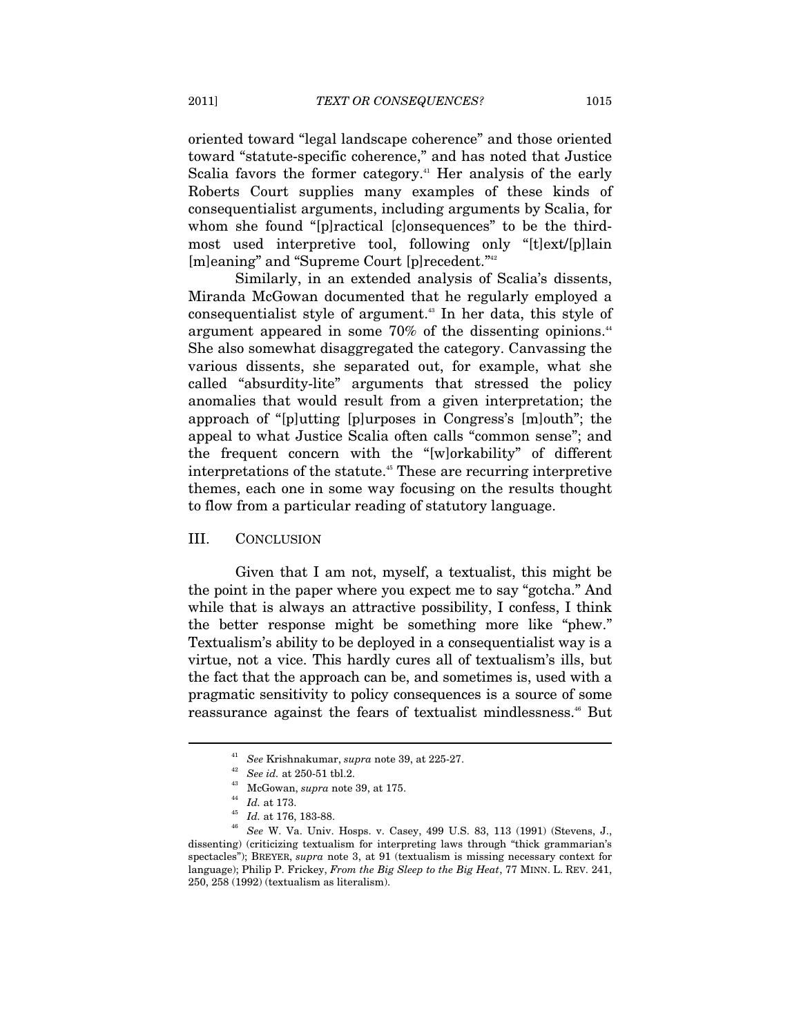oriented toward "legal landscape coherence" and those oriented toward "statute-specific coherence," and has noted that Justice Scalia favors the former category.[41] Her analysis of the early Roberts Court supplies many examples of these kinds of consequentialist arguments, including arguments by Scalia, for whom she found "[p]ractical [c]onsequences" to be the third-most used interpretive tool, following only "[t]ext/[p]lain [m]eaning" and "Supreme Court [p]recedent."[42]

Similarly, in an extended analysis of Scalia's dissents, Miranda McGowan documented that he regularly employed a consequentialist style of argument.[43] In her data, this style of argument appeared in some 70% of the dissenting opinions.[44] She also somewhat disaggregated the category. Canvassing the various dissents, she separated out, for example, what she called "absurdity-lite" arguments that stressed the policy anomalies that would result from a given interpretation; the approach of "[p]utting [p]urposes in Congress's [m]outh"; the appeal to what Justice Scalia often calls "common sense"; and the frequent concern with the "[w]orkability" of different interpretations of the statute.[45] These are recurring interpretive themes, each one in some way focusing on the results thought to flow from a particular reading of statutory language.

## III. CONCLUSION

Given that I am not, myself, a textualist, this might be the point in the paper where you expect me to say "gotcha." And while that is always an attractive possibility, I confess, I think the better response might be something more like "phew." Textualism's ability to be deployed in a consequentialist way is a virtue, not a vice. This hardly cures all of textualism's ills, but the fact that the approach can be, and sometimes is, used with a pragmatic sensitivity to policy consequences is a source of some reassurance against the fears of textualist mindlessness.[46] But

---

[41] *See* Krishnakumar, *supra* note 39, at 225-27.

[42] *See id.* at 250-51 tbl.2.

[43] McGowan, *supra* note 39, at 175.

[44] *Id.* at 173.

[45] *Id.* at 176, 183-88.

[46] *See* W. Va. Univ. Hosps. v. Casey, 499 U.S. 83, 113 (1991) (Stevens, J., dissenting) (criticizing textualism for interpreting laws through "thick grammarian's spectacles"); BREYER, *supra* note 3, at 91 (textualism is missing necessary context for language); Philip P. Frickey, *From the Big Sleep to the Big Heat*, 77 MINN. L. REV. 241, 250, 258 (1992) (textualism as literalism).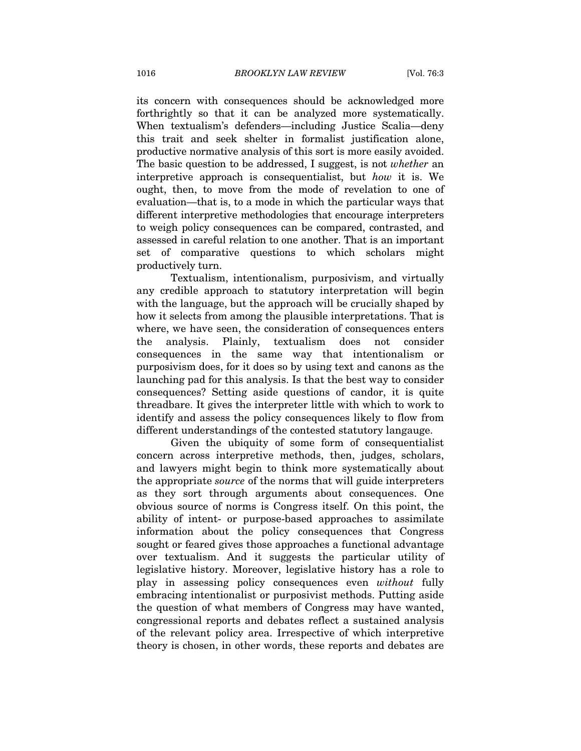its concern with consequences should be acknowledged more forthrightly so that it can be analyzed more systematically. When textualism's defenders—including Justice Scalia—deny this trait and seek shelter in formalist justification alone, productive normative analysis of this sort is more easily avoided. The basic question to be addressed, I suggest, is not *whether* an interpretive approach is consequentialist, but *how* it is. We ought, then, to move from the mode of revelation to one of evaluation—that is, to a mode in which the particular ways that different interpretive methodologies that encourage interpreters to weigh policy consequences can be compared, contrasted, and assessed in careful relation to one another. That is an important set of comparative questions to which scholars might productively turn.

Textualism, intentionalism, purposivism, and virtually any credible approach to statutory interpretation will begin with the language, but the approach will be crucially shaped by how it selects from among the plausible interpretations. That is where, we have seen, the consideration of consequences enters the analysis. Plainly, textualism does not consider consequences in the same way that intentionalism or purposivism does, for it does so by using text and canons as the launching pad for this analysis. Is that the best way to consider consequences? Setting aside questions of candor, it is quite threadbare. It gives the interpreter little with which to work to identify and assess the policy consequences likely to flow from different understandings of the contested statutory langauge.

Given the ubiquity of some form of consequentialist concern across interpretive methods, then, judges, scholars, and lawyers might begin to think more systematically about the appropriate *source* of the norms that will guide interpreters as they sort through arguments about consequences. One obvious source of norms is Congress itself. On this point, the ability of intent- or purpose-based approaches to assimilate information about the policy consequences that Congress sought or feared gives those approaches a functional advantage over textualism. And it suggests the particular utility of legislative history. Moreover, legislative history has a role to play in assessing policy consequences even *without* fully embracing intentionalist or purposivist methods. Putting aside the question of what members of Congress may have wanted, congressional reports and debates reflect a sustained analysis of the relevant policy area. Irrespective of which interpretive theory is chosen, in other words, these reports and debates are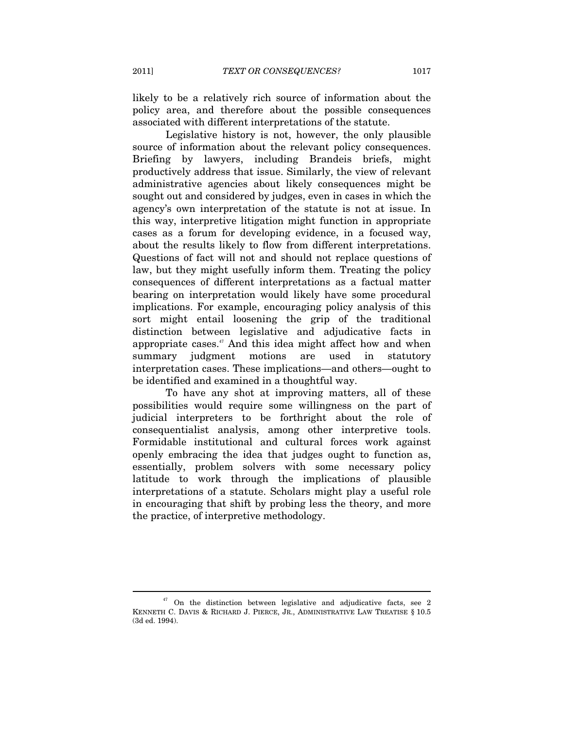likely to be a relatively rich source of information about the policy area, and therefore about the possible consequences associated with different interpretations of the statute.

Legislative history is not, however, the only plausible source of information about the relevant policy consequences. Briefing by lawyers, including Brandeis briefs, might productively address that issue. Similarly, the view of relevant administrative agencies about likely consequences might be sought out and considered by judges, even in cases in which the agency's own interpretation of the statute is not at issue. In this way, interpretive litigation might function in appropriate cases as a forum for developing evidence, in a focused way, about the results likely to flow from different interpretations. Questions of fact will not and should not replace questions of law, but they might usefully inform them. Treating the policy consequences of different interpretations as a factual matter bearing on interpretation would likely have some procedural implications. For example, encouraging policy analysis of this sort might entail loosening the grip of the traditional distinction between legislative and adjudicative facts in appropriate cases.[47] And this idea might affect how and when summary judgment motions are used in statutory interpretation cases. These implications—and others—ought to be identified and examined in a thoughtful way.

To have any shot at improving matters, all of these possibilities would require some willingness on the part of judicial interpreters to be forthright about the role of consequentialist analysis, among other interpretive tools. Formidable institutional and cultural forces work against openly embracing the idea that judges ought to function as, essentially, problem solvers with some necessary policy latitude to work through the implications of plausible interpretations of a statute. Scholars might play a useful role in encouraging that shift by probing less the theory, and more the practice, of interpretive methodology.

---

[47] On the distinction between legislative and adjudicative facts, see 2 KENNETH C. DAVIS & RICHARD J. PIERCE, JR., ADMINISTRATIVE LAW TREATISE § 10.5 (3d ed. 1994).